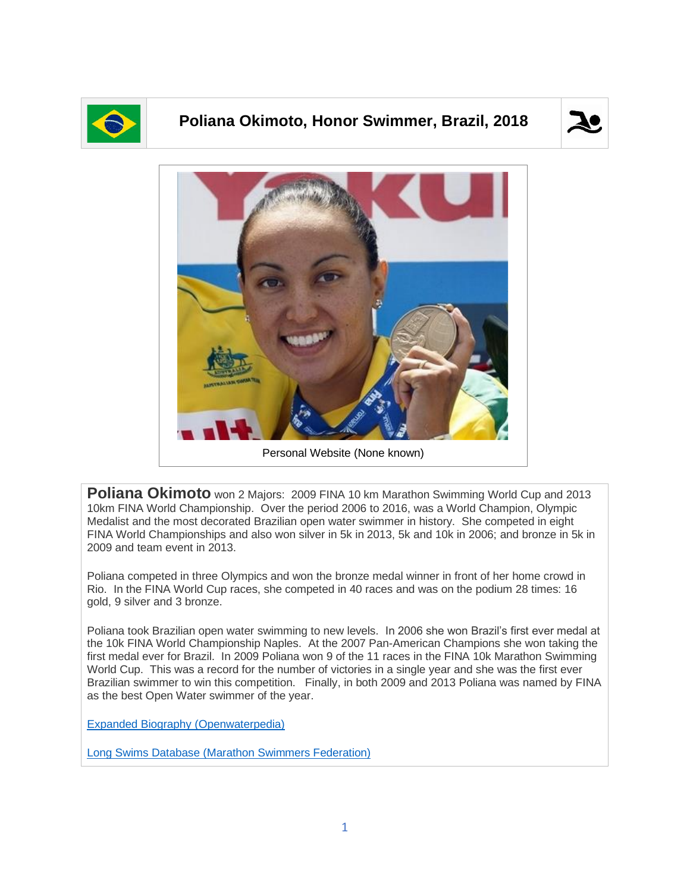# Poliana Okimoto, Honor Swimmer, Brazil, 2018

Personal Website (None known)

**Poliana Okimoto** won 2 Majors: 2009 FINA 10 km Marathon Swimming World Cup and 2013 10km FINA World Championship. Over the period 2006 to 2016, was a World Champion, Olympic Medalist and the most decorated Brazilian open water swimmer in history. She competed in eight FINA World Championships and also won silver in 5k in 2013, 5k and 10k in 2006; and bronze in 5k in 2009 and team event in 2013.

Poliana competed in three Olympics and won the bronze medal winner in front of her home crowd in Rio. In the FINA World Cup races, she competed in 40 races and was on the podium 28 times: 16 gold, 9 silver and 3 bronze.

Poliana took Brazilian open water swimming to new levels. In 2006 she won Brazil's first ever medal at the 10k FINA World Championship Naples. At the 2007 Pan-American Champions she won taking the first medal ever for Brazil. In 2009 Poliana won 9 of the 11 races in the FINA 10k Marathon Swimming World Cup. This was a record for the number of victories in a single year and she was the first ever Brazilian swimmer to win this competition. Finally, in both 2009 and 2013 Poliana was named by FINA as the best Open Water swimmer of the year.

Expanded Biography (Openwaterpedia)

Long Swims Database (Marathon Swimmers Federation)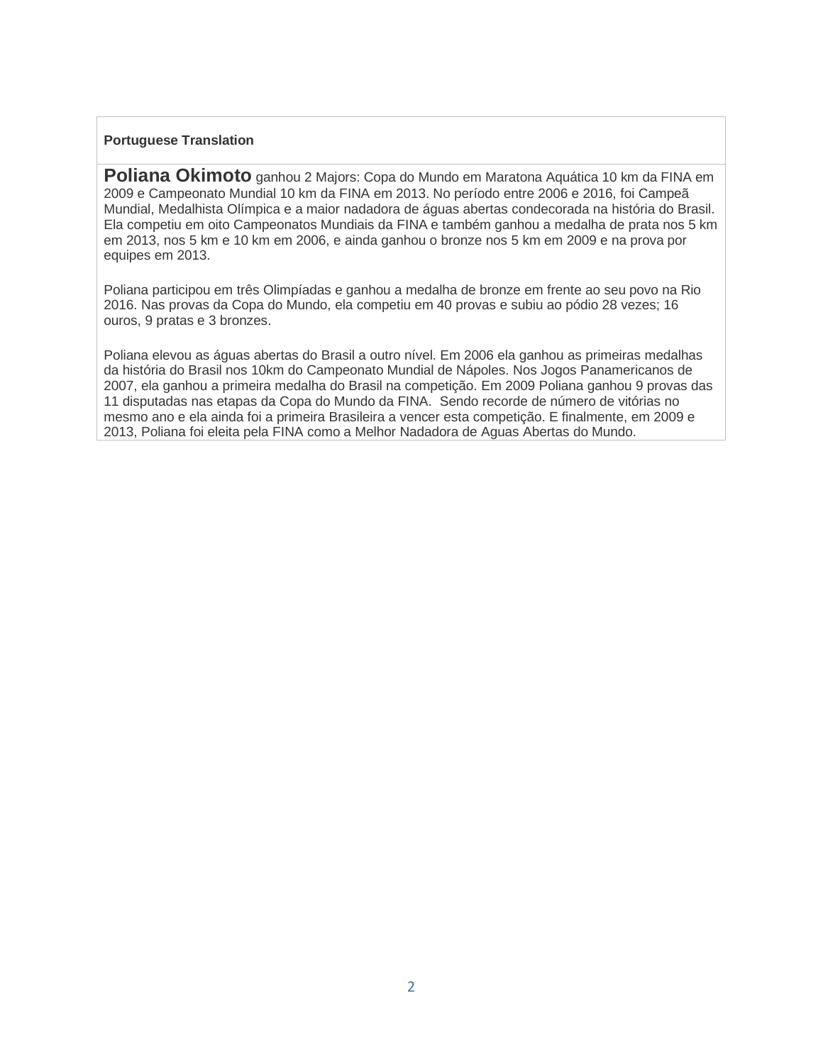| Portuguese Translation |
| --- |
| **Poliana Okimoto** ganhou 2 Majors: Copa do Mundo em Maratona Aquática 10 km da FINA em 2009 e Campeonato Mundial 10 km da FINA em 2013. No período entre 2006 e 2016, foi Campeã Mundial, Medalhista Olímpica e a maior nadadora de águas abertas condecorada na história do Brasil. Ela competiu em oito Campeonatos Mundiais da FINA e também ganhou a medalha de prata nos 5 km em 2013, nos 5 km e 10 km em 2006, e ainda ganhou o bronze nos 5 km em 2009 e na prova por equipes em 2013.<br><br>Poliana participou em três Olimpíadas e ganhou a medalha de bronze em frente ao seu povo na Rio 2016. Nas provas da Copa do Mundo, ela competiu em 40 provas e subiu ao pódio 28 vezes; 16 ouros, 9 pratas e 3 bronzes.<br><br>Poliana elevou as águas abertas do Brasil a outro nível. Em 2006 ela ganhou as primeiras medalhas da história do Brasil nos 10km do Campeonato Mundial de Nápoles. Nos Jogos Panamericanos de 2007, ela ganhou a primeira medalha do Brasil na competição. Em 2009 Poliana ganhou 9 provas das 11 disputadas nas etapas da Copa do Mundo da FINA. Sendo recorde de número de vitórias no mesmo ano e ela ainda foi a primeira Brasileira a vencer esta competição. E finalmente, em 2009 e 2013, Poliana foi eleita pela FINA como a Melhor Nadadora de Aguas Abertas do Mundo. |